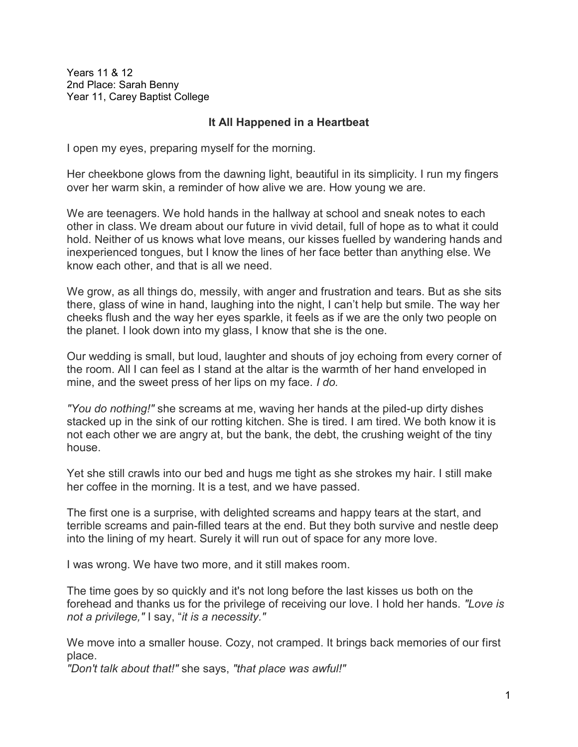Years 11 & 12
2nd Place: Sarah Benny
Year 11, Carey Baptist College

## It All Happened in a Heartbeat

I open my eyes, preparing myself for the morning.

Her cheekbone glows from the dawning light, beautiful in its simplicity. I run my fingers over her warm skin, a reminder of how alive we are. How young we are.

We are teenagers. We hold hands in the hallway at school and sneak notes to each other in class. We dream about our future in vivid detail, full of hope as to what it could hold. Neither of us knows what love means, our kisses fuelled by wandering hands and inexperienced tongues, but I know the lines of her face better than anything else. We know each other, and that is all we need.

We grow, as all things do, messily, with anger and frustration and tears. But as she sits there, glass of wine in hand, laughing into the night, I can't help but smile. The way her cheeks flush and the way her eyes sparkle, it feels as if we are the only two people on the planet. I look down into my glass, I know that she is the one.

Our wedding is small, but loud, laughter and shouts of joy echoing from every corner of the room. All I can feel as I stand at the altar is the warmth of her hand enveloped in mine, and the sweet press of her lips on my face. *I do.*

*"You do nothing!"* she screams at me, waving her hands at the piled-up dirty dishes stacked up in the sink of our rotting kitchen. She is tired. I am tired. We both know it is not each other we are angry at, but the bank, the debt, the crushing weight of the tiny house.

Yet she still crawls into our bed and hugs me tight as she strokes my hair. I still make her coffee in the morning. It is a test, and we have passed.

The first one is a surprise, with delighted screams and happy tears at the start, and terrible screams and pain-filled tears at the end. But they both survive and nestle deep into the lining of my heart. Surely it will run out of space for any more love.

I was wrong. We have two more, and it still makes room.

The time goes by so quickly and it's not long before the last kisses us both on the forehead and thanks us for the privilege of receiving our love. I hold her hands. *"Love is not a privilege,"* I say, "*it is a necessity."*

We move into a smaller house. Cozy, not cramped. It brings back memories of our first place.
*"Don't talk about that!"* she says, *"that place was awful!"*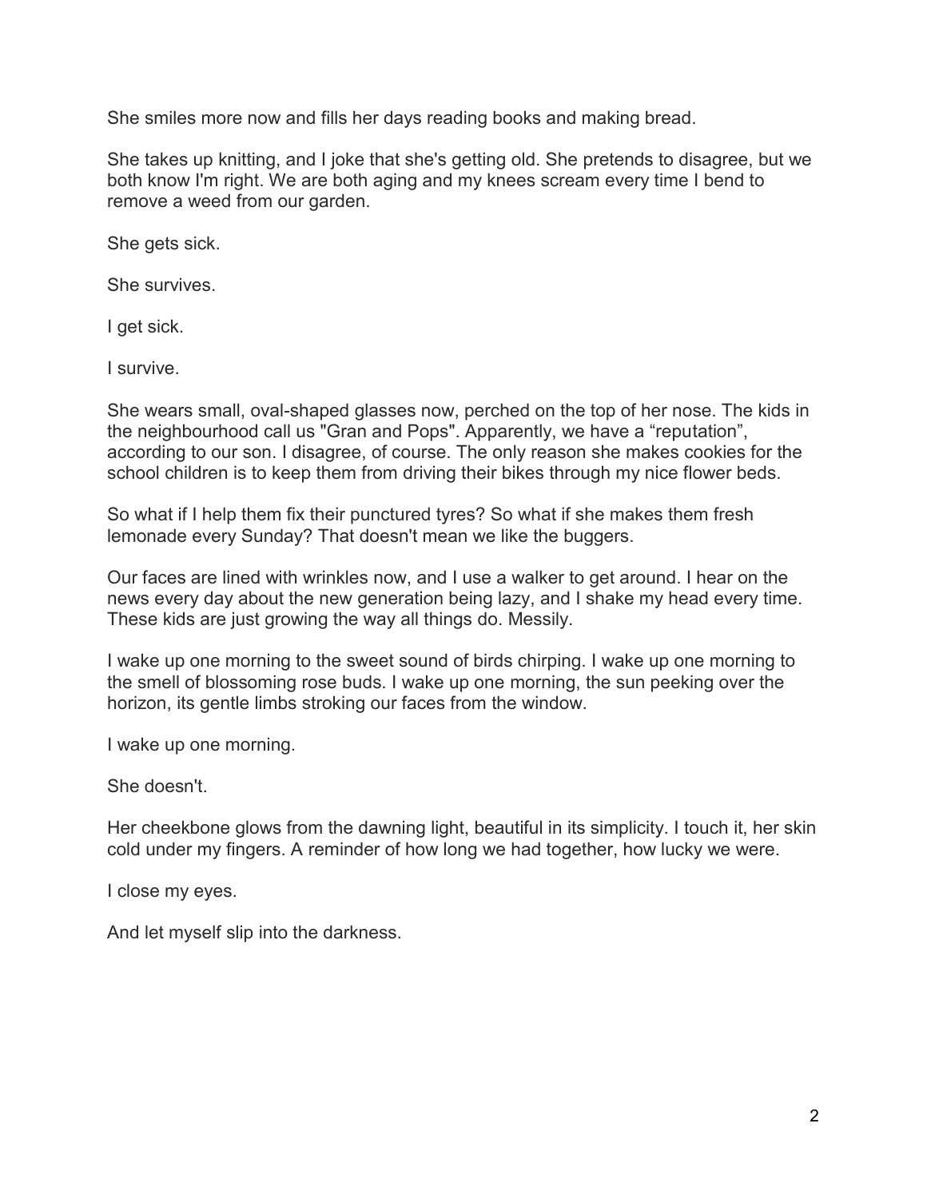She smiles more now and fills her days reading books and making bread.

She takes up knitting, and I joke that she's getting old. She pretends to disagree, but we both know I'm right. We are both aging and my knees scream every time I bend to remove a weed from our garden.

She gets sick.

She survives.

I get sick.

I survive.

She wears small, oval-shaped glasses now, perched on the top of her nose. The kids in the neighbourhood call us "Gran and Pops". Apparently, we have a “reputation”, according to our son. I disagree, of course. The only reason she makes cookies for the school children is to keep them from driving their bikes through my nice flower beds.

So what if I help them fix their punctured tyres? So what if she makes them fresh lemonade every Sunday? That doesn't mean we like the buggers.

Our faces are lined with wrinkles now, and I use a walker to get around. I hear on the news every day about the new generation being lazy, and I shake my head every time. These kids are just growing the way all things do. Messily.

I wake up one morning to the sweet sound of birds chirping. I wake up one morning to the smell of blossoming rose buds. I wake up one morning, the sun peeking over the horizon, its gentle limbs stroking our faces from the window.

I wake up one morning.

She doesn't.

Her cheekbone glows from the dawning light, beautiful in its simplicity. I touch it, her skin cold under my fingers. A reminder of how long we had together, how lucky we were.

I close my eyes.

And let myself slip into the darkness.